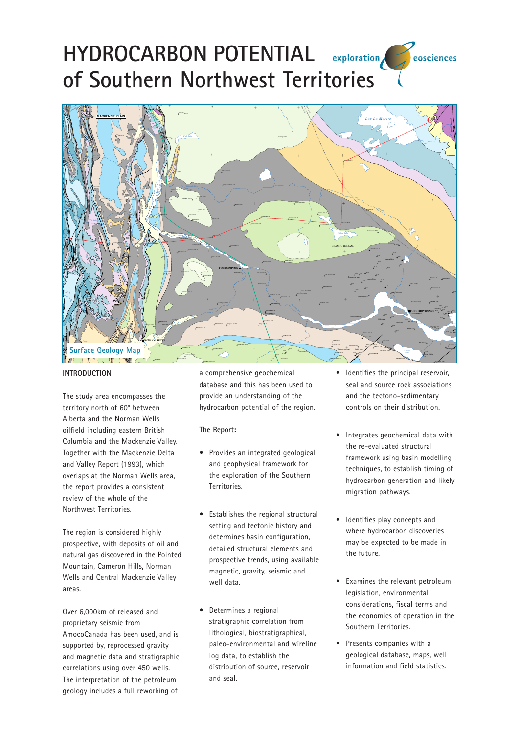# HYDROCARBON POTENTIAL of Southern Northwest Territories

Surface Geology Map

## INTRODUCTION

The study area encompasses the territory north of 60° between Alberta and the Norman Wells oilfield including eastern British Columbia and the Mackenzie Valley. Together with the Mackenzie Delta and Valley Report (1993), which overlaps at the Norman Wells area, the report provides a consistent review of the whole of the Northwest Territories.

The region is considered highly prospective, with deposits of oil and natural gas discovered in the Pointed Mountain, Cameron Hills, Norman Wells and Central Mackenzie Valley areas.

Over 6,000km of released and proprietary seismic from AmocoCanada has been used, and is supported by, reprocessed gravity and magnetic data and stratigraphic correlations using over 450 wells. The interpretation of the petroleum geology includes a full reworking of a comprehensive geochemical database and this has been used to provide an understanding of the hydrocarbon potential of the region.

**The Report:**

- Provides an integrated geological and geophysical framework for the exploration of the Southern Territories.
- Establishes the regional structural setting and tectonic history and determines basin configuration, detailed structural elements and prospective trends, using available magnetic, gravity, seismic and well data.
- Determines a regional stratigraphic correlation from lithological, biostratigraphical, paleo-environmental and wireline log data, to establish the distribution of source, reservoir and seal.
- Identifies the principal reservoir, seal and source rock associations and the tectono-sedimentary controls on their distribution.
- Integrates geochemical data with the re-evaluated structural framework using basin modelling techniques, to establish timing of hydrocarbon generation and likely migration pathways.
- Identifies play concepts and where hydrocarbon discoveries may be expected to be made in the future.
- Examines the relevant petroleum legislation, environmental considerations, fiscal terms and the economics of operation in the Southern Territories.
- Presents companies with a geological database, maps, well information and field statistics.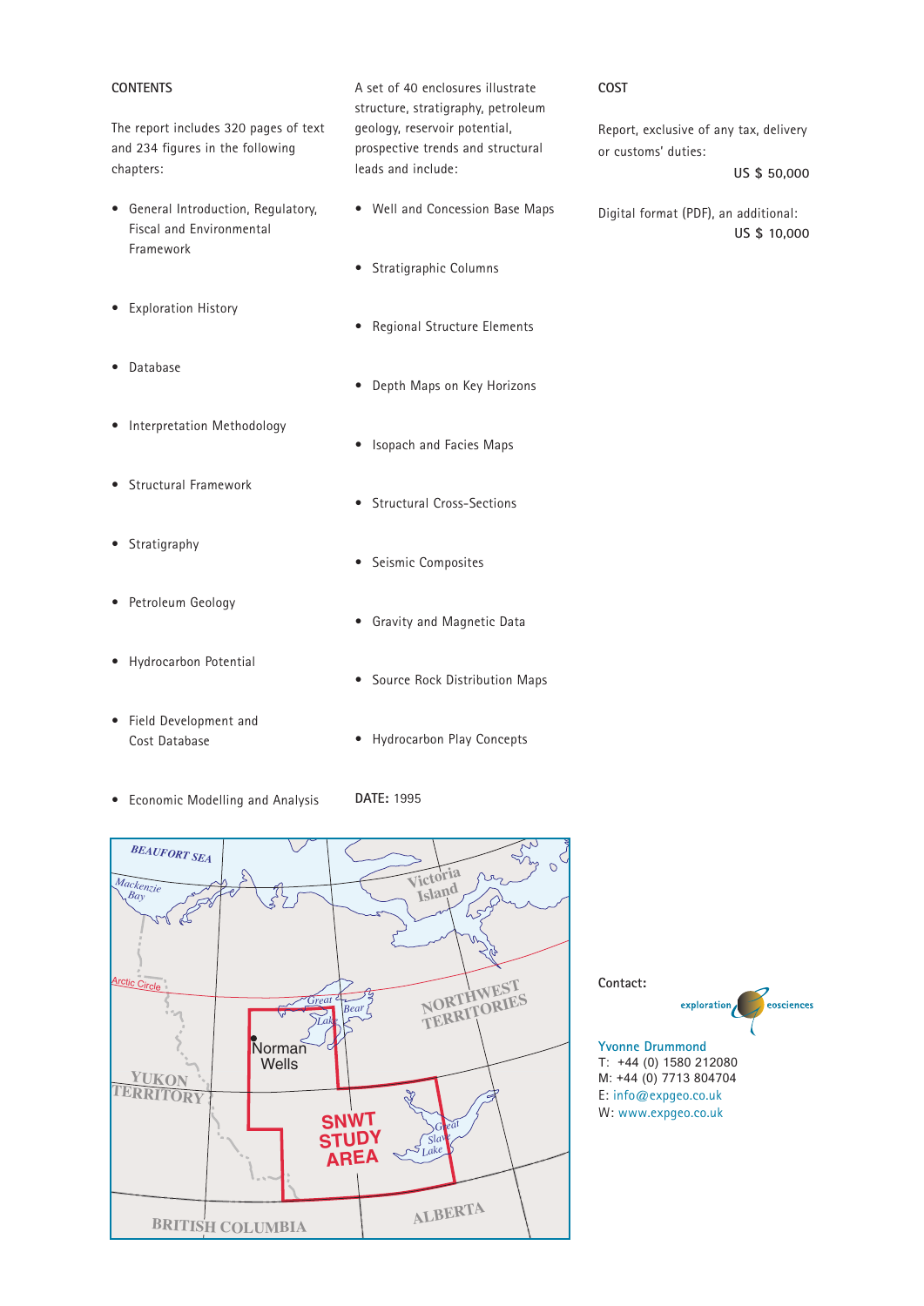## CONTENTS

The report includes 320 pages of text and 234 figures in the following chapters:

- General Introduction, Regulatory, Fiscal and Environmental Framework
- Exploration History
- Database
- Interpretation Methodology
- Structural Framework
- Stratigraphy
- Petroleum Geology
- Hydrocarbon Potential
- Field Development and Cost Database
- Economic Modelling and Analysis

A set of 40 enclosures illustrate structure, stratigraphy, petroleum geology, reservoir potential, prospective trends and structural leads and include:

- Well and Concession Base Maps
- Stratigraphic Columns
- Regional Structure Elements
- Depth Maps on Key Horizons
- Isopach and Facies Maps
- Structural Cross-Sections
- Seismic Composites
- Gravity and Magnetic Data
- Source Rock Distribution Maps
- Hydrocarbon Play Concepts

**DATE:** 1995

## COST

Report, exclusive of any tax, delivery or customs' duties:
US $ 50,000

Digital format (PDF), an additional:
US $ 10,000

BEAUFORT SEA
Mackenzie Bay
Victoria Island
Arctic Circle
Great Bear Lake
NORTHWEST TERRITORIES
Norman Wells
YUKON TERRITORY
SNWT STUDY AREA
Great Slave Lake
BRITISH COLUMBIA
ALBERTA

**Contact:**

exploration geosciences

Yvonne Drummond
T: +44 (0) 1580 212080
M: +44 (0) 7713 804704
E: info@expgeo.co.uk
W: www.expgeo.co.uk